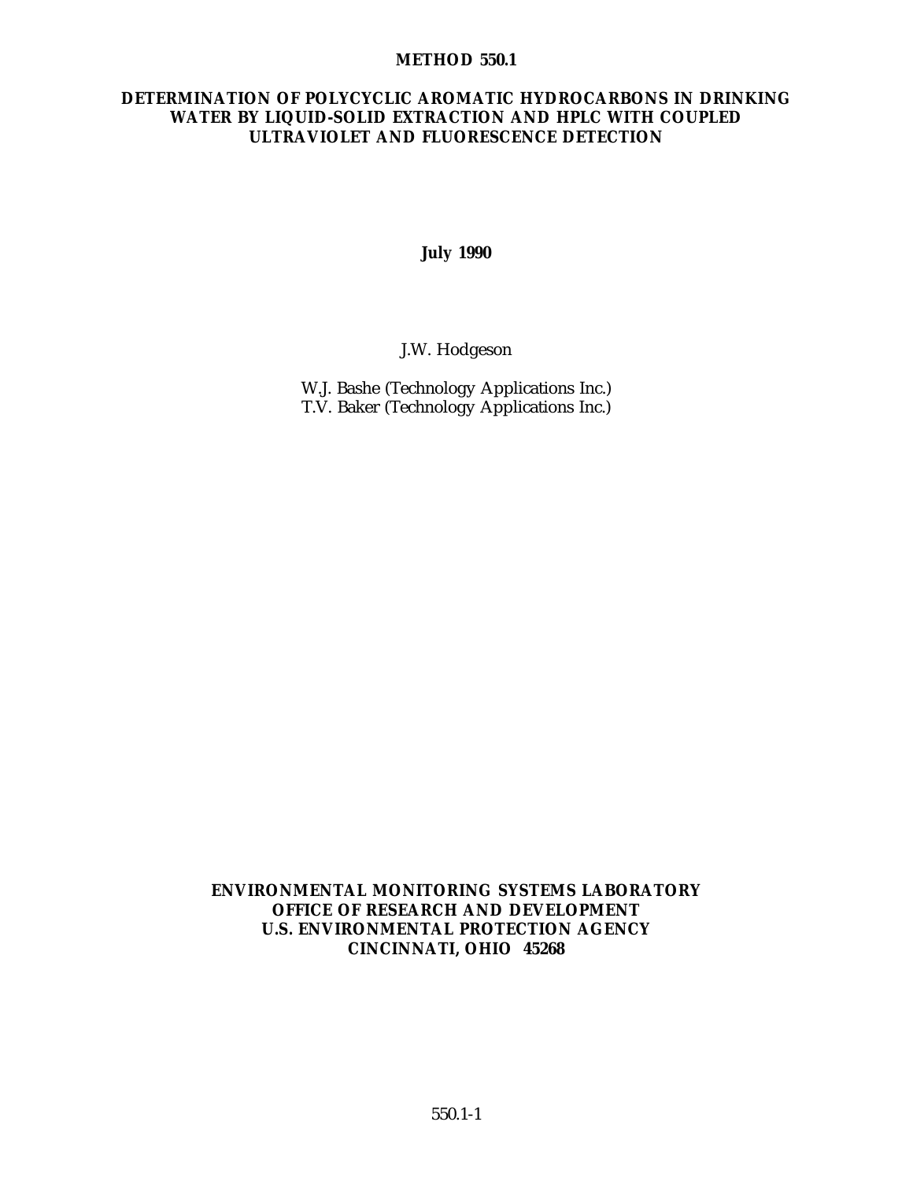# METHOD 550.1

## DETERMINATION OF POLYCYCLIC AROMATIC HYDROCARBONS IN DRINKING WATER BY LIQUID-SOLID EXTRACTION AND HPLC WITH COUPLED ULTRAVIOLET AND FLUORESCENCE DETECTION

**July 1990**

J.W. Hodgeson

W.J. Bashe (Technology Applications Inc.)
T.V. Baker (Technology Applications Inc.)

**ENVIRONMENTAL MONITORING SYSTEMS LABORATORY**
**OFFICE OF RESEARCH AND DEVELOPMENT**
**U.S. ENVIRONMENTAL PROTECTION AGENCY**
**CINCINNATI, OHIO 45268**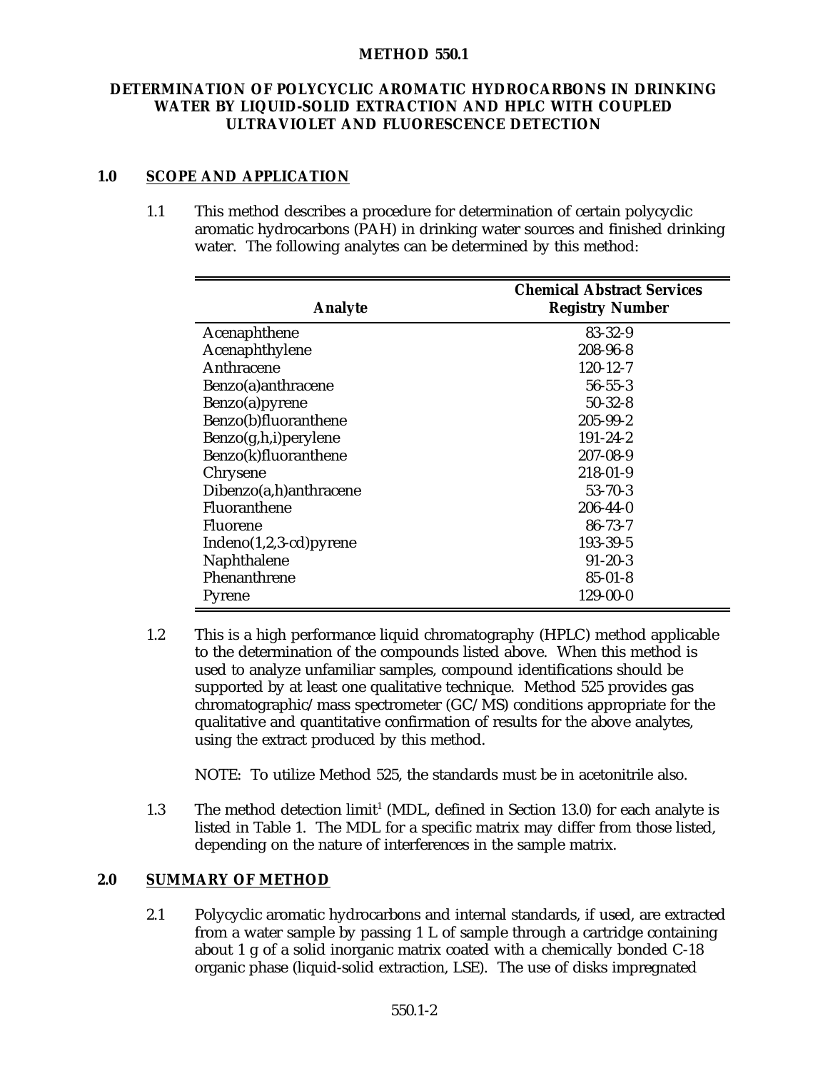# METHOD 550.1

## DETERMINATION OF POLYCYCLIC AROMATIC HYDROCARBONS IN DRINKING WATER BY LIQUID-SOLID EXTRACTION AND HPLC WITH COUPLED ULTRAVIOLET AND FLUORESCENCE DETECTION

## 1.0 SCOPE AND APPLICATION

1.1 This method describes a procedure for determination of certain polycyclic aromatic hydrocarbons (PAH) in drinking water sources and finished drinking water. The following analytes can be determined by this method:

| Analyte | Chemical Abstract Services Registry Number |
|---|---|
| Acenaphthene | 83-32-9 |
| Acenaphthylene | 208-96-8 |
| Anthracene | 120-12-7 |
| Benzo(a)anthracene | 56-55-3 |
| Benzo(a)pyrene | 50-32-8 |
| Benzo(b)fluoranthene | 205-99-2 |
| Benzo(g,h,i)perylene | 191-24-2 |
| Benzo(k)fluoranthene | 207-08-9 |
| Chrysene | 218-01-9 |
| Dibenzo(a,h)anthracene | 53-70-3 |
| Fluoranthene | 206-44-0 |
| Fluorene | 86-73-7 |
| Indeno(1,2,3-cd)pyrene | 193-39-5 |
| Naphthalene | 91-20-3 |
| Phenanthrene | 85-01-8 |
| Pyrene | 129-00-0 |

1.2 This is a high performance liquid chromatography (HPLC) method applicable to the determination of the compounds listed above. When this method is used to analyze unfamiliar samples, compound identifications should be supported by at least one qualitative technique. Method 525 provides gas chromatographic/mass spectrometer (GC/MS) conditions appropriate for the qualitative and quantitative confirmation of results for the above analytes, using the extract produced by this method.

NOTE: To utilize Method 525, the standards must be in acetonitrile also.

1.3 The method detection limit[1] (MDL, defined in Section 13.0) for each analyte is listed in Table 1. The MDL for a specific matrix may differ from those listed, depending on the nature of interferences in the sample matrix.

## 2.0 SUMMARY OF METHOD

2.1 Polycyclic aromatic hydrocarbons and internal standards, if used, are extracted from a water sample by passing 1 L of sample through a cartridge containing about 1 g of a solid inorganic matrix coated with a chemically bonded C-18 organic phase (liquid-solid extraction, LSE). The use of disks impregnated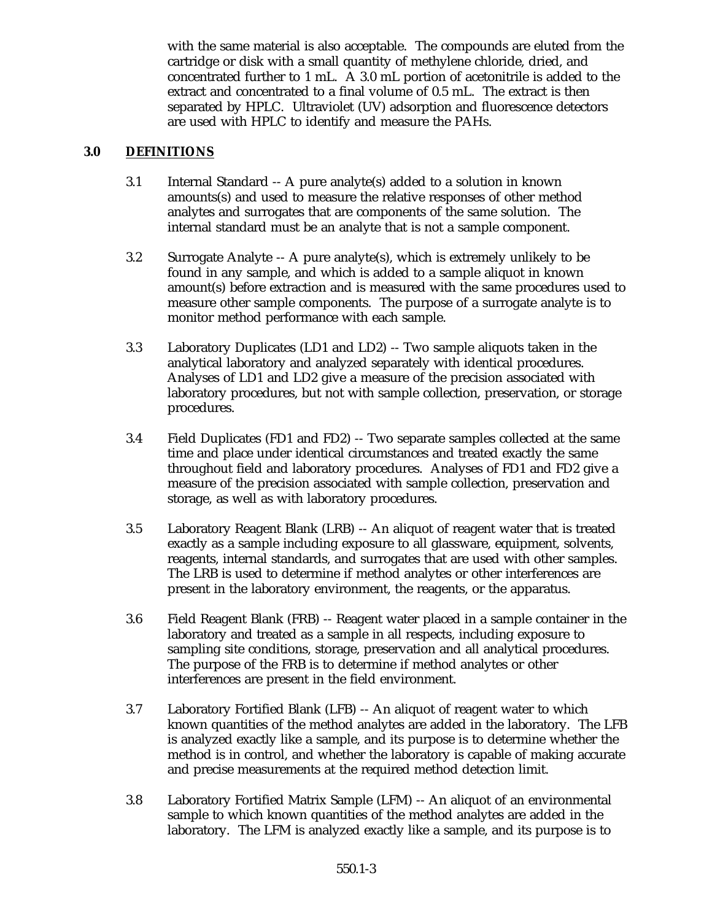with the same material is also acceptable. The compounds are eluted from the cartridge or disk with a small quantity of methylene chloride, dried, and concentrated further to 1 mL. A 3.0 mL portion of acetonitrile is added to the extract and concentrated to a final volume of 0.5 mL. The extract is then separated by HPLC. Ultraviolet (UV) adsorption and fluorescence detectors are used with HPLC to identify and measure the PAHs.

## 3.0 DEFINITIONS

3.1 Internal Standard -- A pure analyte(s) added to a solution in known amounts(s) and used to measure the relative responses of other method analytes and surrogates that are components of the same solution. The internal standard must be an analyte that is not a sample component.

3.2 Surrogate Analyte -- A pure analyte(s), which is extremely unlikely to be found in any sample, and which is added to a sample aliquot in known amount(s) before extraction and is measured with the same procedures used to measure other sample components. The purpose of a surrogate analyte is to monitor method performance with each sample.

3.3 Laboratory Duplicates (LD1 and LD2) -- Two sample aliquots taken in the analytical laboratory and analyzed separately with identical procedures. Analyses of LD1 and LD2 give a measure of the precision associated with laboratory procedures, but not with sample collection, preservation, or storage procedures.

3.4 Field Duplicates (FD1 and FD2) -- Two separate samples collected at the same time and place under identical circumstances and treated exactly the same throughout field and laboratory procedures. Analyses of FD1 and FD2 give a measure of the precision associated with sample collection, preservation and storage, as well as with laboratory procedures.

3.5 Laboratory Reagent Blank (LRB) -- An aliquot of reagent water that is treated exactly as a sample including exposure to all glassware, equipment, solvents, reagents, internal standards, and surrogates that are used with other samples. The LRB is used to determine if method analytes or other interferences are present in the laboratory environment, the reagents, or the apparatus.

3.6 Field Reagent Blank (FRB) -- Reagent water placed in a sample container in the laboratory and treated as a sample in all respects, including exposure to sampling site conditions, storage, preservation and all analytical procedures. The purpose of the FRB is to determine if method analytes or other interferences are present in the field environment.

3.7 Laboratory Fortified Blank (LFB) -- An aliquot of reagent water to which known quantities of the method analytes are added in the laboratory. The LFB is analyzed exactly like a sample, and its purpose is to determine whether the method is in control, and whether the laboratory is capable of making accurate and precise measurements at the required method detection limit.

3.8 Laboratory Fortified Matrix Sample (LFM) -- An aliquot of an environmental sample to which known quantities of the method analytes are added in the laboratory. The LFM is analyzed exactly like a sample, and its purpose is to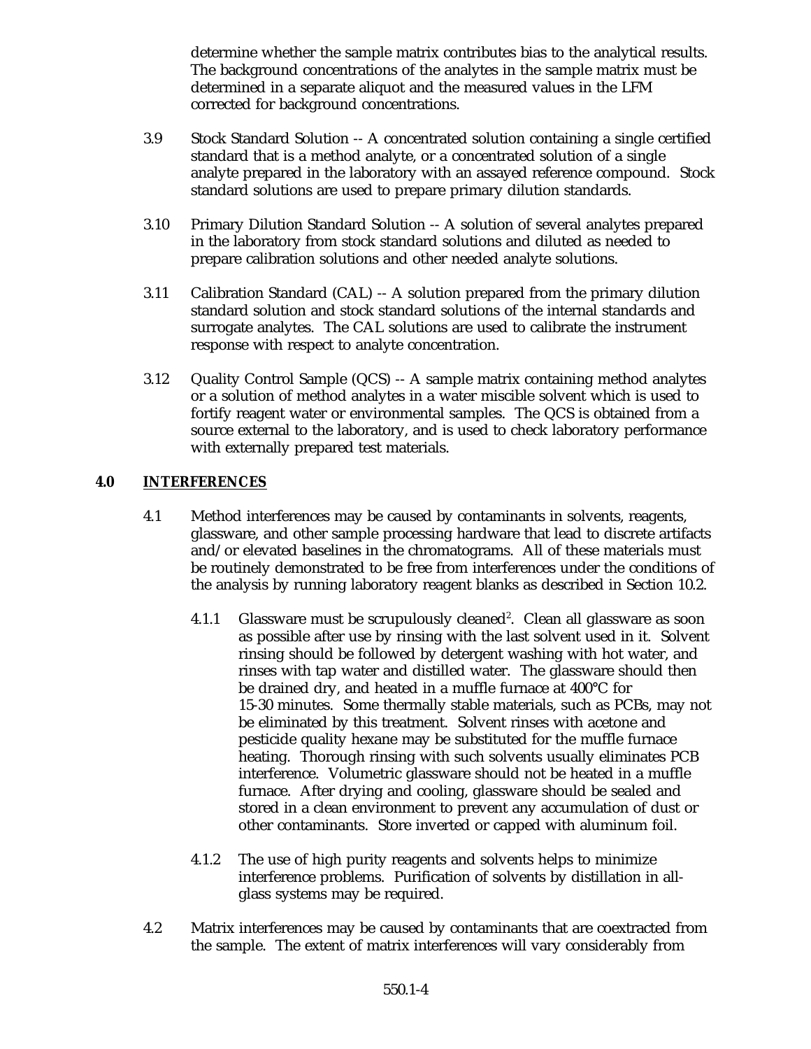determine whether the sample matrix contributes bias to the analytical results. The background concentrations of the analytes in the sample matrix must be determined in a separate aliquot and the measured values in the LFM corrected for background concentrations.

3.9 Stock Standard Solution -- A concentrated solution containing a single certified standard that is a method analyte, or a concentrated solution of a single analyte prepared in the laboratory with an assayed reference compound. Stock standard solutions are used to prepare primary dilution standards.

3.10 Primary Dilution Standard Solution -- A solution of several analytes prepared in the laboratory from stock standard solutions and diluted as needed to prepare calibration solutions and other needed analyte solutions.

3.11 Calibration Standard (CAL) -- A solution prepared from the primary dilution standard solution and stock standard solutions of the internal standards and surrogate analytes. The CAL solutions are used to calibrate the instrument response with respect to analyte concentration.

3.12 Quality Control Sample (QCS) -- A sample matrix containing method analytes or a solution of method analytes in a water miscible solvent which is used to fortify reagent water or environmental samples. The QCS is obtained from a source external to the laboratory, and is used to check laboratory performance with externally prepared test materials.

## 4.0 INTERFERENCES

4.1 Method interferences may be caused by contaminants in solvents, reagents, glassware, and other sample processing hardware that lead to discrete artifacts and/or elevated baselines in the chromatograms. All of these materials must be routinely demonstrated to be free from interferences under the conditions of the analysis by running laboratory reagent blanks as described in Section 10.2.

4.1.1 Glassware must be scrupulously cleaned[2]. Clean all glassware as soon as possible after use by rinsing with the last solvent used in it. Solvent rinsing should be followed by detergent washing with hot water, and rinses with tap water and distilled water. The glassware should then be drained dry, and heated in a muffle furnace at 400°C for 15-30 minutes. Some thermally stable materials, such as PCBs, may not be eliminated by this treatment. Solvent rinses with acetone and pesticide quality hexane may be substituted for the muffle furnace heating. Thorough rinsing with such solvents usually eliminates PCB interference. Volumetric glassware should not be heated in a muffle furnace. After drying and cooling, glassware should be sealed and stored in a clean environment to prevent any accumulation of dust or other contaminants. Store inverted or capped with aluminum foil.

4.1.2 The use of high purity reagents and solvents helps to minimize interference problems. Purification of solvents by distillation in all-glass systems may be required.

4.2 Matrix interferences may be caused by contaminants that are coextracted from the sample. The extent of matrix interferences will vary considerably from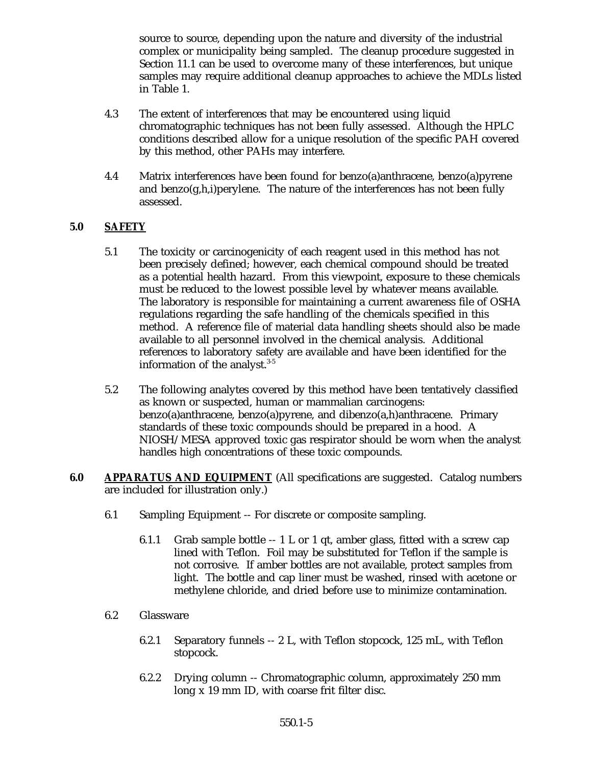source to source, depending upon the nature and diversity of the industrial complex or municipality being sampled. The cleanup procedure suggested in Section 11.1 can be used to overcome many of these interferences, but unique samples may require additional cleanup approaches to achieve the MDLs listed in Table 1.

4.3 The extent of interferences that may be encountered using liquid chromatographic techniques has not been fully assessed. Although the HPLC conditions described allow for a unique resolution of the specific PAH covered by this method, other PAHs may interfere.

4.4 Matrix interferences have been found for benzo(a)anthracene, benzo(a)pyrene and benzo(g,h,i)perylene. The nature of the interferences has not been fully assessed.

## 5.0 SAFETY

5.1 The toxicity or carcinogenicity of each reagent used in this method has not been precisely defined; however, each chemical compound should be treated as a potential health hazard. From this viewpoint, exposure to these chemicals must be reduced to the lowest possible level by whatever means available. The laboratory is responsible for maintaining a current awareness file of OSHA regulations regarding the safe handling of the chemicals specified in this method. A reference file of material data handling sheets should also be made available to all personnel involved in the chemical analysis. Additional references to laboratory safety are available and have been identified for the information of the analyst.[3-5]

5.2 The following analytes covered by this method have been tentatively classified as known or suspected, human or mammalian carcinogens: benzo(a)anthracene, benzo(a)pyrene, and dibenzo(a,h)anthracene. Primary standards of these toxic compounds should be prepared in a hood. A NIOSH/MESA approved toxic gas respirator should be worn when the analyst handles high concentrations of these toxic compounds.

## 6.0 APPARATUS AND EQUIPMENT (All specifications are suggested. Catalog numbers are included for illustration only.)

6.1 Sampling Equipment -- For discrete or composite sampling.

6.1.1 Grab sample bottle -- 1 L or 1 qt, amber glass, fitted with a screw cap lined with Teflon. Foil may be substituted for Teflon if the sample is not corrosive. If amber bottles are not available, protect samples from light. The bottle and cap liner must be washed, rinsed with acetone or methylene chloride, and dried before use to minimize contamination.

6.2 Glassware

6.2.1 Separatory funnels -- 2 L, with Teflon stopcock, 125 mL, with Teflon stopcock.

6.2.2 Drying column -- Chromatographic column, approximately 250 mm long x 19 mm ID, with coarse frit filter disc.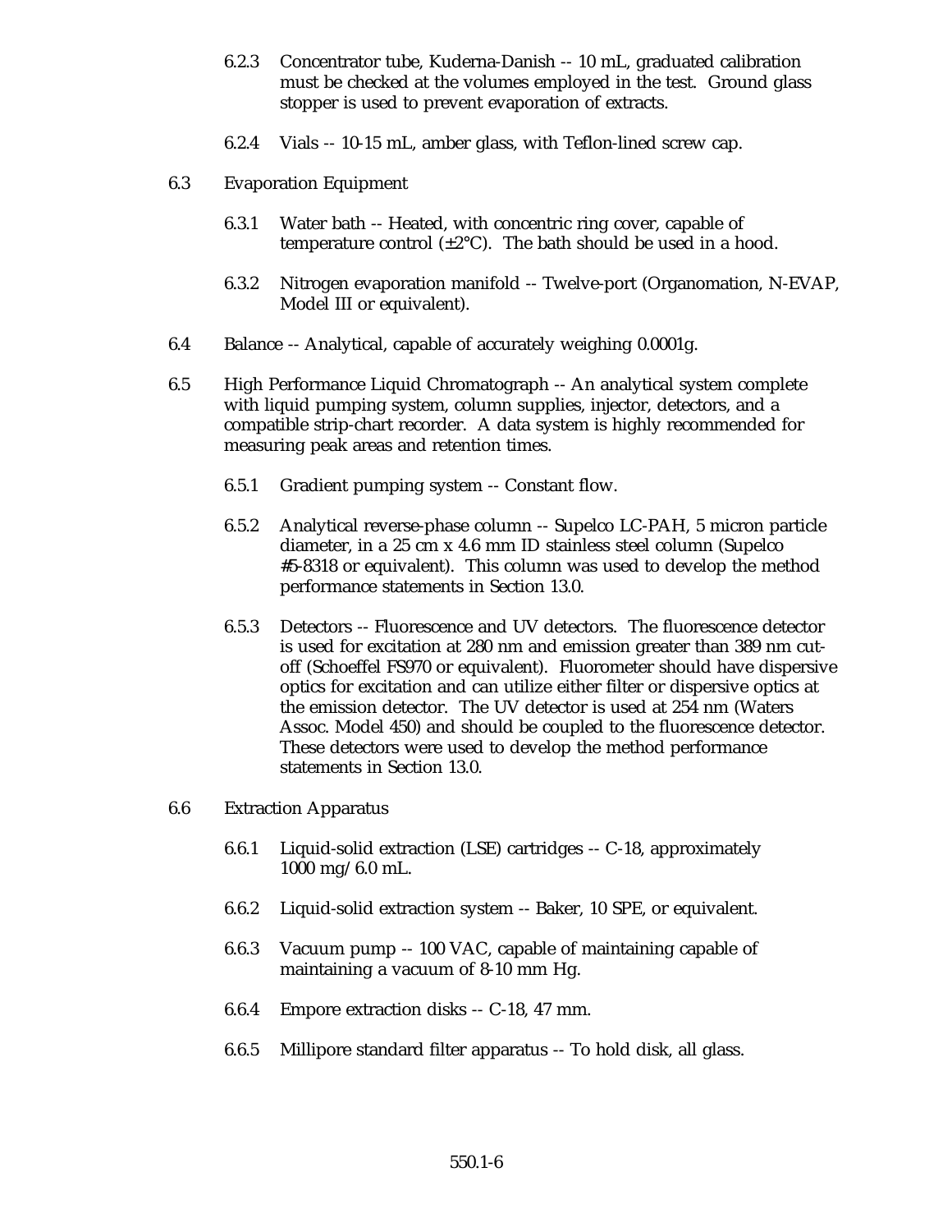6.2.3 Concentrator tube, Kuderna-Danish -- 10 mL, graduated calibration must be checked at the volumes employed in the test. Ground glass stopper is used to prevent evaporation of extracts.

6.2.4 Vials -- 10-15 mL, amber glass, with Teflon-lined screw cap.

6.3 Evaporation Equipment

6.3.1 Water bath -- Heated, with concentric ring cover, capable of temperature control (±2°C). The bath should be used in a hood.

6.3.2 Nitrogen evaporation manifold -- Twelve-port (Organomation, N-EVAP, Model III or equivalent).

6.4 Balance -- Analytical, capable of accurately weighing 0.0001g.

6.5 High Performance Liquid Chromatograph -- An analytical system complete with liquid pumping system, column supplies, injector, detectors, and a compatible strip-chart recorder. A data system is highly recommended for measuring peak areas and retention times.

6.5.1 Gradient pumping system -- Constant flow.

6.5.2 Analytical reverse-phase column -- Supelco LC-PAH, 5 micron particle diameter, in a 25 cm x 4.6 mm ID stainless steel column (Supelco #5-8318 or equivalent). This column was used to develop the method performance statements in Section 13.0.

6.5.3 Detectors -- Fluorescence and UV detectors. The fluorescence detector is used for excitation at 280 nm and emission greater than 389 nm cut-off (Schoeffel FS970 or equivalent). Fluorometer should have dispersive optics for excitation and can utilize either filter or dispersive optics at the emission detector. The UV detector is used at 254 nm (Waters Assoc. Model 450) and should be coupled to the fluorescence detector. These detectors were used to develop the method performance statements in Section 13.0.

6.6 Extraction Apparatus

6.6.1 Liquid-solid extraction (LSE) cartridges -- C-18, approximately 1000 mg/6.0 mL.

6.6.2 Liquid-solid extraction system -- Baker, 10 SPE, or equivalent.

6.6.3 Vacuum pump -- 100 VAC, capable of maintaining capable of maintaining a vacuum of 8-10 mm Hg.

6.6.4 Empore extraction disks -- C-18, 47 mm.

6.6.5 Millipore standard filter apparatus -- To hold disk, all glass.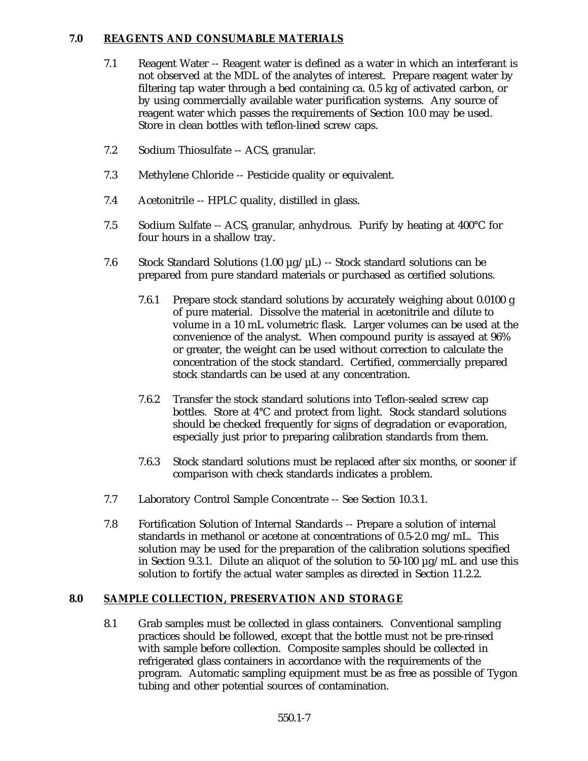## 7.0 REAGENTS AND CONSUMABLE MATERIALS

7.1 Reagent Water -- Reagent water is defined as a water in which an interferant is not observed at the MDL of the analytes of interest. Prepare reagent water by filtering tap water through a bed containing ca. 0.5 kg of activated carbon, or by using commercially available water purification systems. Any source of reagent water which passes the requirements of Section 10.0 may be used. Store in clean bottles with teflon-lined screw caps.

7.2 Sodium Thiosulfate -- ACS, granular.

7.3 Methylene Chloride -- Pesticide quality or equivalent.

7.4 Acetonitrile -- HPLC quality, distilled in glass.

7.5 Sodium Sulfate -- ACS, granular, anhydrous. Purify by heating at 400°C for four hours in a shallow tray.

7.6 Stock Standard Solutions (1.00 µg/µL) -- Stock standard solutions can be prepared from pure standard materials or purchased as certified solutions.

7.6.1 Prepare stock standard solutions by accurately weighing about 0.0100 g of pure material. Dissolve the material in acetonitrile and dilute to volume in a 10 mL volumetric flask. Larger volumes can be used at the convenience of the analyst. When compound purity is assayed at 96% or greater, the weight can be used without correction to calculate the concentration of the stock standard. Certified, commercially prepared stock standards can be used at any concentration.

7.6.2 Transfer the stock standard solutions into Teflon-sealed screw cap bottles. Store at 4°C and protect from light. Stock standard solutions should be checked frequently for signs of degradation or evaporation, especially just prior to preparing calibration standards from them.

7.6.3 Stock standard solutions must be replaced after six months, or sooner if comparison with check standards indicates a problem.

7.7 Laboratory Control Sample Concentrate -- See Section 10.3.1.

7.8 Fortification Solution of Internal Standards -- Prepare a solution of internal standards in methanol or acetone at concentrations of 0.5-2.0 mg/mL. This solution may be used for the preparation of the calibration solutions specified in Section 9.3.1. Dilute an aliquot of the solution to 50-100 µg/mL and use this solution to fortify the actual water samples as directed in Section 11.2.2.

## 8.0 SAMPLE COLLECTION, PRESERVATION AND STORAGE

8.1 Grab samples must be collected in glass containers. Conventional sampling practices should be followed, except that the bottle must not be pre-rinsed with sample before collection. Composite samples should be collected in refrigerated glass containers in accordance with the requirements of the program. Automatic sampling equipment must be as free as possible of Tygon tubing and other potential sources of contamination.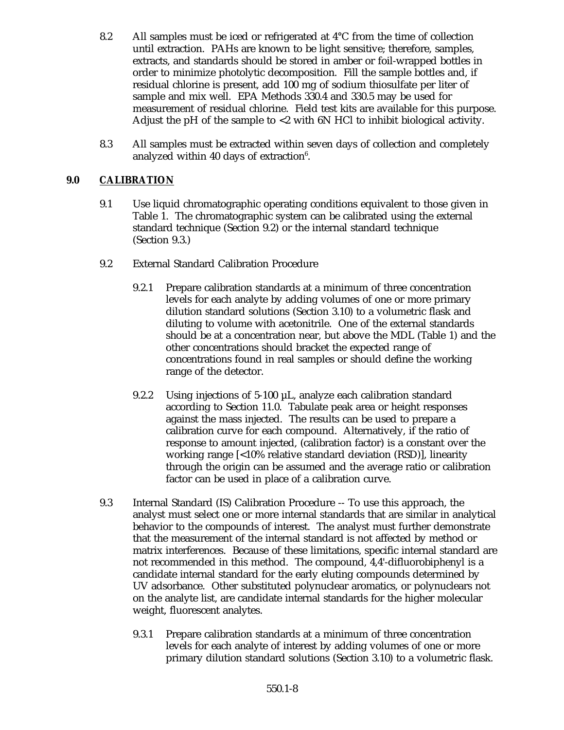8.2 All samples must be iced or refrigerated at 4°C from the time of collection until extraction. PAHs are known to be light sensitive; therefore, samples, extracts, and standards should be stored in amber or foil-wrapped bottles in order to minimize photolytic decomposition. Fill the sample bottles and, if residual chlorine is present, add 100 mg of sodium thiosulfate per liter of sample and mix well. EPA Methods 330.4 and 330.5 may be used for measurement of residual chlorine. Field test kits are available for this purpose. Adjust the pH of the sample to <2 with 6N HCl to inhibit biological activity.

8.3 All samples must be extracted within seven days of collection and completely analyzed within 40 days of extraction[6].

## 9.0 CALIBRATION

9.1 Use liquid chromatographic operating conditions equivalent to those given in Table 1. The chromatographic system can be calibrated using the external standard technique (Section 9.2) or the internal standard technique (Section 9.3.)

9.2 External Standard Calibration Procedure

9.2.1 Prepare calibration standards at a minimum of three concentration levels for each analyte by adding volumes of one or more primary dilution standard solutions (Section 3.10) to a volumetric flask and diluting to volume with acetonitrile. One of the external standards should be at a concentration near, but above the MDL (Table 1) and the other concentrations should bracket the expected range of concentrations found in real samples or should define the working range of the detector.

9.2.2 Using injections of 5-100 µL, analyze each calibration standard according to Section 11.0. Tabulate peak area or height responses against the mass injected. The results can be used to prepare a calibration curve for each compound. Alternatively, if the ratio of response to amount injected, (calibration factor) is a constant over the working range [<10% relative standard deviation (RSD)], linearity through the origin can be assumed and the average ratio or calibration factor can be used in place of a calibration curve.

9.3 Internal Standard (IS) Calibration Procedure -- To use this approach, the analyst must select one or more internal standards that are similar in analytical behavior to the compounds of interest. The analyst must further demonstrate that the measurement of the internal standard is not affected by method or matrix interferences. Because of these limitations, specific internal standard are not recommended in this method. The compound, 4,4'-difluorobiphenyl is a candidate internal standard for the early eluting compounds determined by UV adsorbance. Other substituted polynuclear aromatics, or polynuclears not on the analyte list, are candidate internal standards for the higher molecular weight, fluorescent analytes.

9.3.1 Prepare calibration standards at a minimum of three concentration levels for each analyte of interest by adding volumes of one or more primary dilution standard solutions (Section 3.10) to a volumetric flask.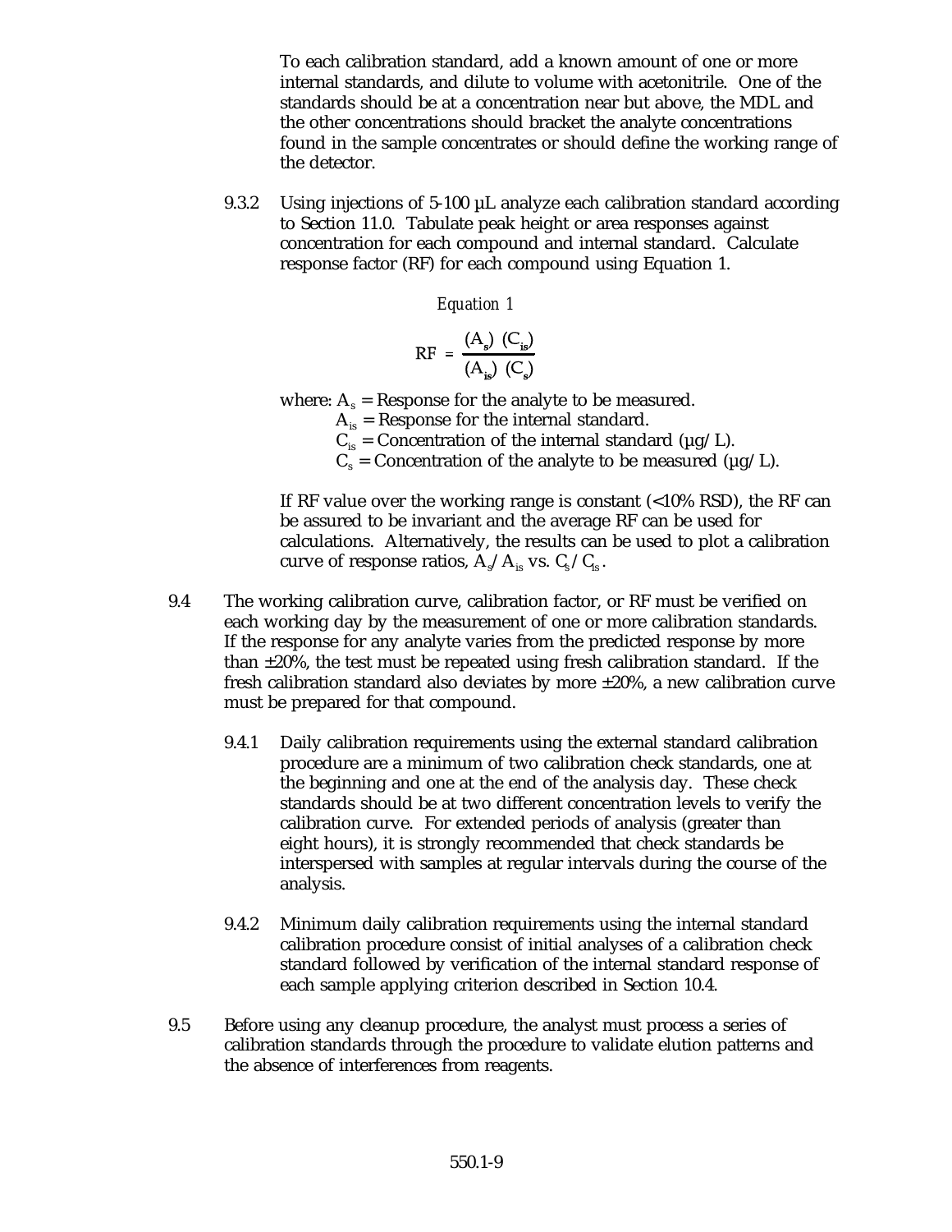To each calibration standard, add a known amount of one or more internal standards, and dilute to volume with acetonitrile. One of the standards should be at a concentration near but above, the MDL and the other concentrations should bracket the analyte concentrations found in the sample concentrates or should define the working range of the detector.

9.3.2 Using injections of 5-100 µL analyze each calibration standard according to Section 11.0. Tabulate peak height or area responses against concentration for each compound and internal standard. Calculate response factor (RF) for each compound using Equation 1.

*Equation 1*

$$RF = \frac{(A_s)\ (C_{is})}{(A_{is})\ (C_s)}$$

where: $A_s$ = Response for the analyte to be measured.
$A_{is}$ = Response for the internal standard.
$C_{is}$ = Concentration of the internal standard (µg/L).
$C_s$ = Concentration of the analyte to be measured (µg/L).

If RF value over the working range is constant (<10% RSD), the RF can be assured to be invariant and the average RF can be used for calculations. Alternatively, the results can be used to plot a calibration curve of response ratios, $A_s/A_{is}$ vs. $C_s/C_{is}$.

9.4 The working calibration curve, calibration factor, or RF must be verified on each working day by the measurement of one or more calibration standards. If the response for any analyte varies from the predicted response by more than ±20%, the test must be repeated using fresh calibration standard. If the fresh calibration standard also deviates by more ±20%, a new calibration curve must be prepared for that compound.

9.4.1 Daily calibration requirements using the external standard calibration procedure are a minimum of two calibration check standards, one at the beginning and one at the end of the analysis day. These check standards should be at two different concentration levels to verify the calibration curve. For extended periods of analysis (greater than eight hours), it is strongly recommended that check standards be interspersed with samples at regular intervals during the course of the analysis.

9.4.2 Minimum daily calibration requirements using the internal standard calibration procedure consist of initial analyses of a calibration check standard followed by verification of the internal standard response of each sample applying criterion described in Section 10.4.

9.5 Before using any cleanup procedure, the analyst must process a series of calibration standards through the procedure to validate elution patterns and the absence of interferences from reagents.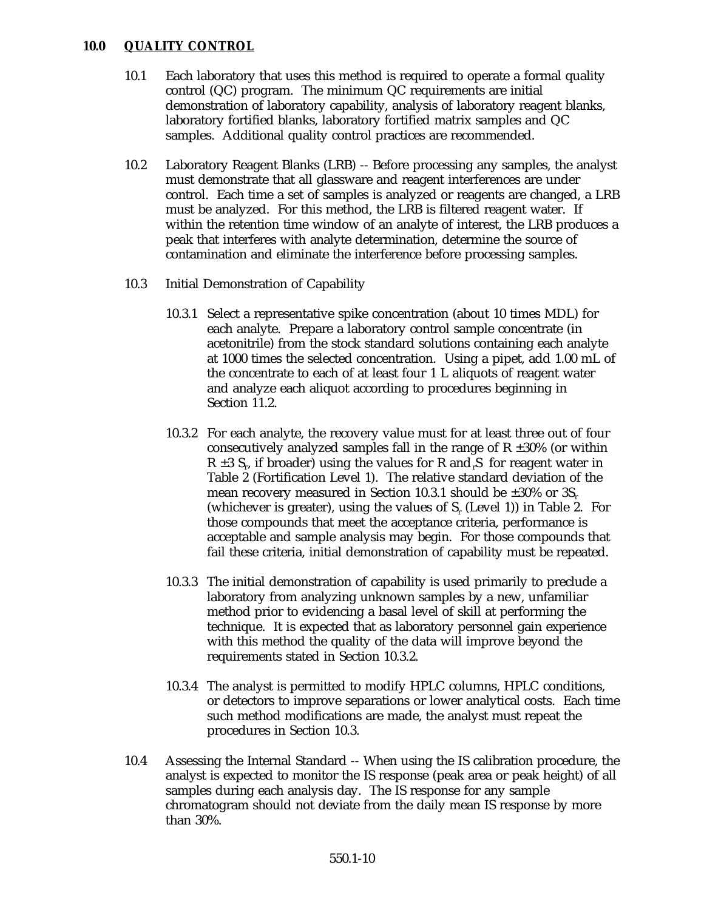## 10.0 QUALITY CONTROL

10.1 Each laboratory that uses this method is required to operate a formal quality control (QC) program. The minimum QC requirements are initial demonstration of laboratory capability, analysis of laboratory reagent blanks, laboratory fortified blanks, laboratory fortified matrix samples and QC samples. Additional quality control practices are recommended.

10.2 Laboratory Reagent Blanks (LRB) -- Before processing any samples, the analyst must demonstrate that all glassware and reagent interferences are under control. Each time a set of samples is analyzed or reagents are changed, a LRB must be analyzed. For this method, the LRB is filtered reagent water. If within the retention time window of an analyte of interest, the LRB produces a peak that interferes with analyte determination, determine the source of contamination and eliminate the interference before processing samples.

10.3 Initial Demonstration of Capability

10.3.1 Select a representative spike concentration (about 10 times MDL) for each analyte. Prepare a laboratory control sample concentrate (in acetonitrile) from the stock standard solutions containing each analyte at 1000 times the selected concentration. Using a pipet, add 1.00 mL of the concentrate to each of at least four 1 L aliquots of reagent water and analyze each aliquot according to procedures beginning in Section 11.2.

10.3.2 For each analyte, the recovery value must for at least three out of four consecutively analyzed samples fall in the range of R ±30% (or within R $\pm 3\,S_r$, if broader) using the values for R and $S_r$ for reagent water in Table 2 (Fortification Level 1). The relative standard deviation of the mean recovery measured in Section 10.3.1 should be ±30% or $3S_r$ (whichever is greater), using the values of $S_r$ (Level 1)) in Table 2. For those compounds that meet the acceptance criteria, performance is acceptable and sample analysis may begin. For those compounds that fail these criteria, initial demonstration of capability must be repeated.

10.3.3 The initial demonstration of capability is used primarily to preclude a laboratory from analyzing unknown samples by a new, unfamiliar method prior to evidencing a basal level of skill at performing the technique. It is expected that as laboratory personnel gain experience with this method the quality of the data will improve beyond the requirements stated in Section 10.3.2.

10.3.4 The analyst is permitted to modify HPLC columns, HPLC conditions, or detectors to improve separations or lower analytical costs. Each time such method modifications are made, the analyst must repeat the procedures in Section 10.3.

10.4 Assessing the Internal Standard -- When using the IS calibration procedure, the analyst is expected to monitor the IS response (peak area or peak height) of all samples during each analysis day. The IS response for any sample chromatogram should not deviate from the daily mean IS response by more than 30%.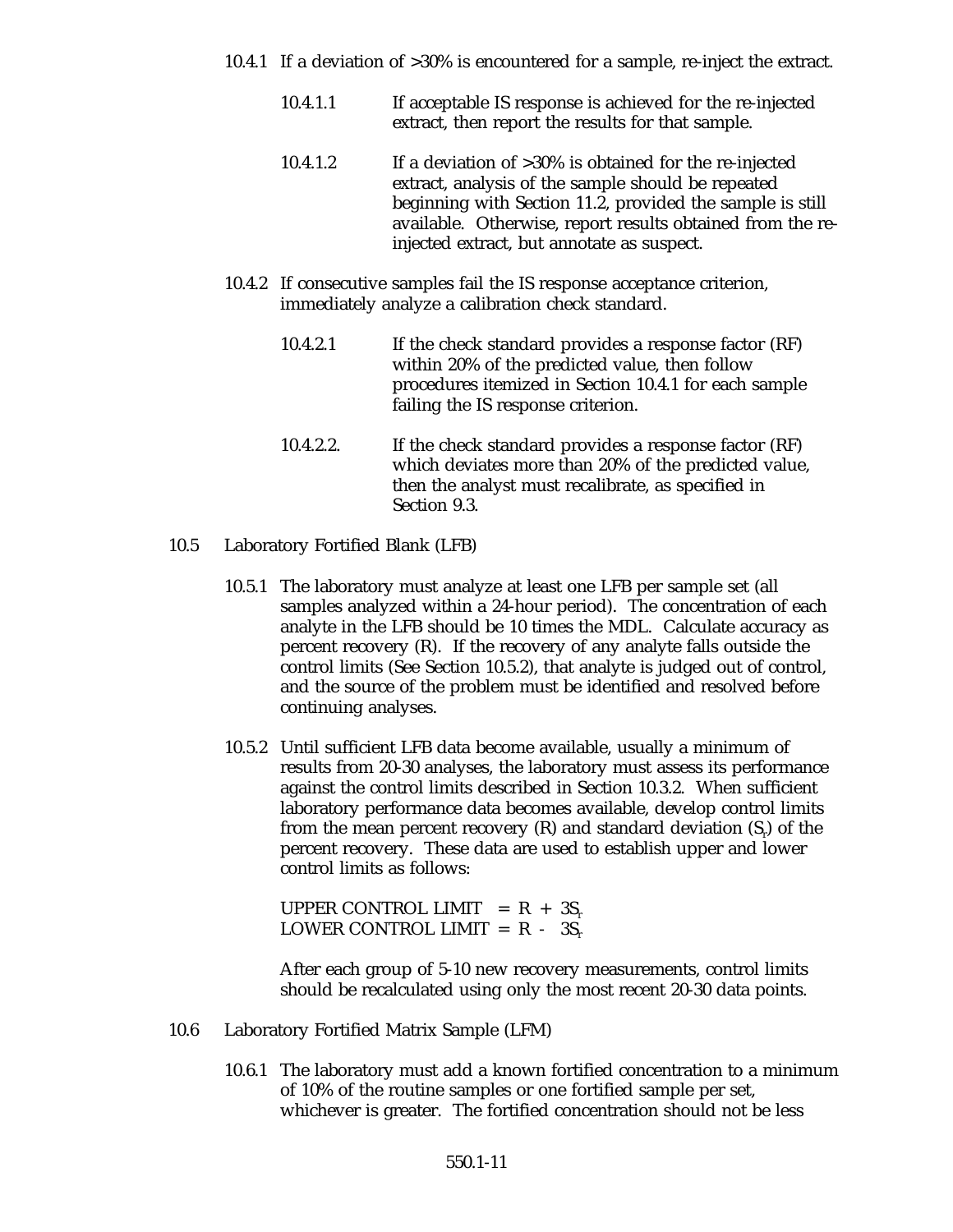10.4.1 If a deviation of >30% is encountered for a sample, re-inject the extract.

10.4.1.1 If acceptable IS response is achieved for the re-injected extract, then report the results for that sample.

10.4.1.2 If a deviation of >30% is obtained for the re-injected extract, analysis of the sample should be repeated beginning with Section 11.2, provided the sample is still available. Otherwise, report results obtained from the re-injected extract, but annotate as suspect.

10.4.2 If consecutive samples fail the IS response acceptance criterion, immediately analyze a calibration check standard.

10.4.2.1 If the check standard provides a response factor (RF) within 20% of the predicted value, then follow procedures itemized in Section 10.4.1 for each sample failing the IS response criterion.

10.4.2.2. If the check standard provides a response factor (RF) which deviates more than 20% of the predicted value, then the analyst must recalibrate, as specified in Section 9.3.

10.5 Laboratory Fortified Blank (LFB)

10.5.1 The laboratory must analyze at least one LFB per sample set (all samples analyzed within a 24-hour period). The concentration of each analyte in the LFB should be 10 times the MDL. Calculate accuracy as percent recovery (R). If the recovery of any analyte falls outside the control limits (See Section 10.5.2), that analyte is judged out of control, and the source of the problem must be identified and resolved before continuing analyses.

10.5.2 Until sufficient LFB data become available, usually a minimum of results from 20-30 analyses, the laboratory must assess its performance against the control limits described in Section 10.3.2. When sufficient laboratory performance data becomes available, develop control limits from the mean percent recovery (R) and standard deviation ($S_r$) of the percent recovery. These data are used to establish upper and lower control limits as follows:

$$\text{UPPER CONTROL LIMIT} = R + 3S_r$$
$$\text{LOWER CONTROL LIMIT} = R - 3S_r$$

After each group of 5-10 new recovery measurements, control limits should be recalculated using only the most recent 20-30 data points.

10.6 Laboratory Fortified Matrix Sample (LFM)

10.6.1 The laboratory must add a known fortified concentration to a minimum of 10% of the routine samples or one fortified sample per set, whichever is greater. The fortified concentration should not be less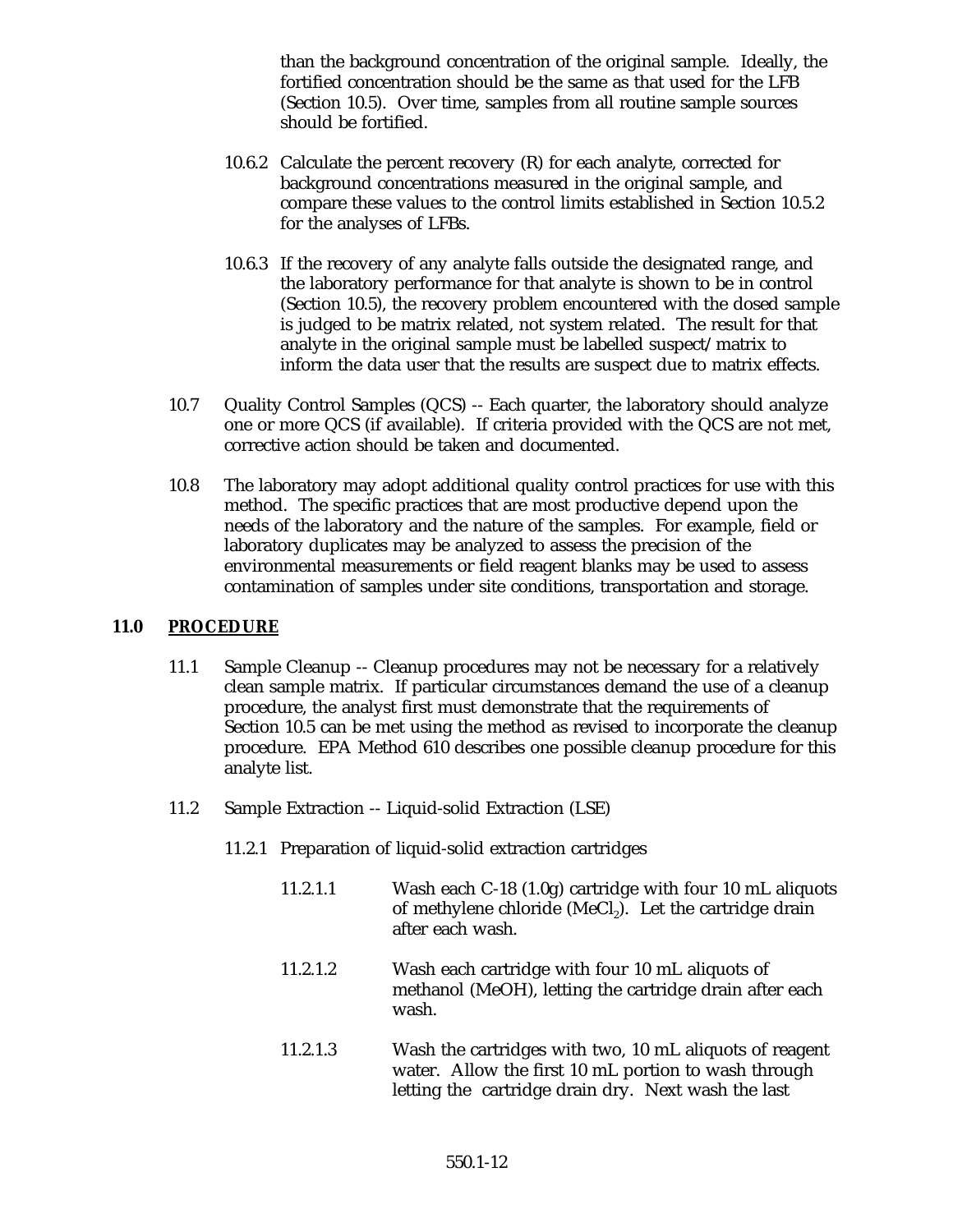than the background concentration of the original sample. Ideally, the fortified concentration should be the same as that used for the LFB (Section 10.5). Over time, samples from all routine sample sources should be fortified.

10.6.2 Calculate the percent recovery (R) for each analyte, corrected for background concentrations measured in the original sample, and compare these values to the control limits established in Section 10.5.2 for the analyses of LFBs.

10.6.3 If the recovery of any analyte falls outside the designated range, and the laboratory performance for that analyte is shown to be in control (Section 10.5), the recovery problem encountered with the dosed sample is judged to be matrix related, not system related. The result for that analyte in the original sample must be labelled suspect/matrix to inform the data user that the results are suspect due to matrix effects.

10.7 Quality Control Samples (QCS) -- Each quarter, the laboratory should analyze one or more QCS (if available). If criteria provided with the QCS are not met, corrective action should be taken and documented.

10.8 The laboratory may adopt additional quality control practices for use with this method. The specific practices that are most productive depend upon the needs of the laboratory and the nature of the samples. For example, field or laboratory duplicates may be analyzed to assess the precision of the environmental measurements or field reagent blanks may be used to assess contamination of samples under site conditions, transportation and storage.

## 11.0 PROCEDURE

11.1 Sample Cleanup -- Cleanup procedures may not be necessary for a relatively clean sample matrix. If particular circumstances demand the use of a cleanup procedure, the analyst first must demonstrate that the requirements of Section 10.5 can be met using the method as revised to incorporate the cleanup procedure. EPA Method 610 describes one possible cleanup procedure for this analyte list.

11.2 Sample Extraction -- Liquid-solid Extraction (LSE)

11.2.1 Preparation of liquid-solid extraction cartridges

11.2.1.1 Wash each C-18 (1.0g) cartridge with four 10 mL aliquots of methylene chloride ($MeCl_2$). Let the cartridge drain after each wash.

11.2.1.2 Wash each cartridge with four 10 mL aliquots of methanol (MeOH), letting the cartridge drain after each wash.

11.2.1.3 Wash the cartridges with two, 10 mL aliquots of reagent water. Allow the first 10 mL portion to wash through letting the cartridge drain dry. Next wash the last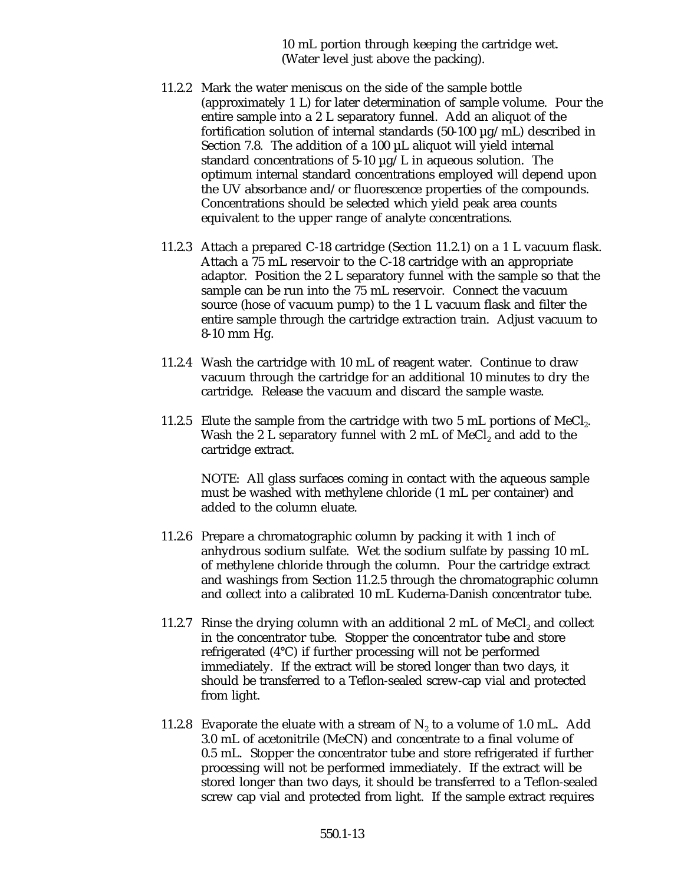10 mL portion through keeping the cartridge wet. (Water level just above the packing).

11.2.2 Mark the water meniscus on the side of the sample bottle (approximately 1 L) for later determination of sample volume. Pour the entire sample into a 2 L separatory funnel. Add an aliquot of the fortification solution of internal standards (50-100 µg/mL) described in Section 7.8. The addition of a 100 µL aliquot will yield internal standard concentrations of 5-10 µg/L in aqueous solution. The optimum internal standard concentrations employed will depend upon the UV absorbance and/or fluorescence properties of the compounds. Concentrations should be selected which yield peak area counts equivalent to the upper range of analyte concentrations.

11.2.3 Attach a prepared C-18 cartridge (Section 11.2.1) on a 1 L vacuum flask. Attach a 75 mL reservoir to the C-18 cartridge with an appropriate adaptor. Position the 2 L separatory funnel with the sample so that the sample can be run into the 75 mL reservoir. Connect the vacuum source (hose of vacuum pump) to the 1 L vacuum flask and filter the entire sample through the cartridge extraction train. Adjust vacuum to 8-10 mm Hg.

11.2.4 Wash the cartridge with 10 mL of reagent water. Continue to draw vacuum through the cartridge for an additional 10 minutes to dry the cartridge. Release the vacuum and discard the sample waste.

11.2.5 Elute the sample from the cartridge with two 5 mL portions of $MeCl_2$. Wash the 2 L separatory funnel with 2 mL of $MeCl_2$ and add to the cartridge extract.

NOTE: All glass surfaces coming in contact with the aqueous sample must be washed with methylene chloride (1 mL per container) and added to the column eluate.

11.2.6 Prepare a chromatographic column by packing it with 1 inch of anhydrous sodium sulfate. Wet the sodium sulfate by passing 10 mL of methylene chloride through the column. Pour the cartridge extract and washings from Section 11.2.5 through the chromatographic column and collect into a calibrated 10 mL Kuderna-Danish concentrator tube.

11.2.7 Rinse the drying column with an additional 2 mL of $MeCl_2$ and collect in the concentrator tube. Stopper the concentrator tube and store refrigerated (4°C) if further processing will not be performed immediately. If the extract will be stored longer than two days, it should be transferred to a Teflon-sealed screw-cap vial and protected from light.

11.2.8 Evaporate the eluate with a stream of $N_2$ to a volume of 1.0 mL. Add 3.0 mL of acetonitrile (MeCN) and concentrate to a final volume of 0.5 mL. Stopper the concentrator tube and store refrigerated if further processing will not be performed immediately. If the extract will be stored longer than two days, it should be transferred to a Teflon-sealed screw cap vial and protected from light. If the sample extract requires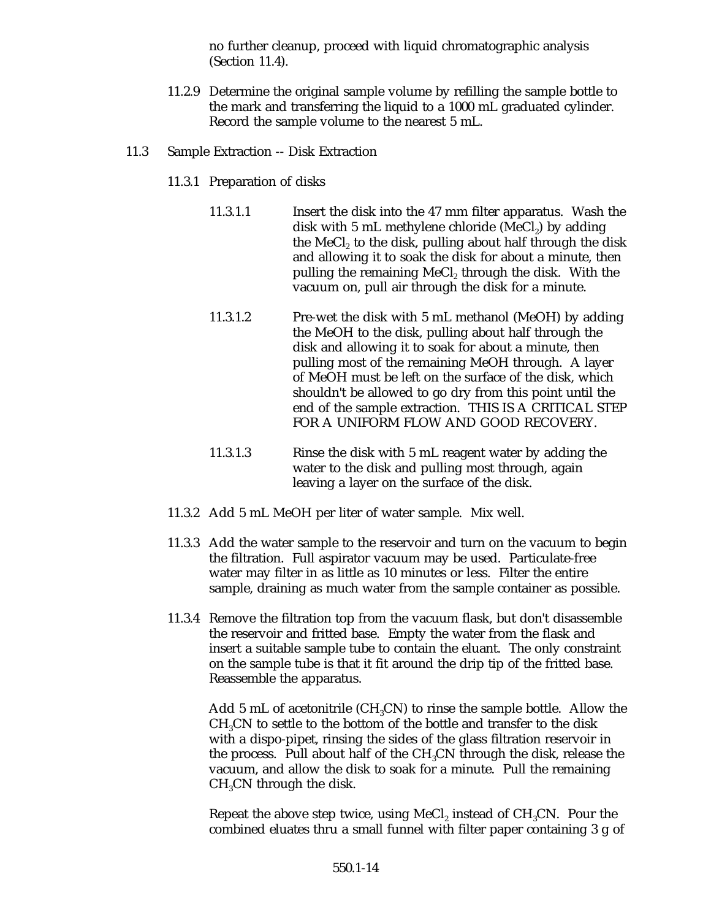no further cleanup, proceed with liquid chromatographic analysis (Section 11.4).

11.2.9 Determine the original sample volume by refilling the sample bottle to the mark and transferring the liquid to a 1000 mL graduated cylinder. Record the sample volume to the nearest 5 mL.

11.3 Sample Extraction -- Disk Extraction

11.3.1 Preparation of disks

11.3.1.1 Insert the disk into the 47 mm filter apparatus. Wash the disk with 5 mL methylene chloride ($MeCl_2$) by adding the $MeCl_2$ to the disk, pulling about half through the disk and allowing it to soak the disk for about a minute, then pulling the remaining $MeCl_2$ through the disk. With the vacuum on, pull air through the disk for a minute.

11.3.1.2 Pre-wet the disk with 5 mL methanol (MeOH) by adding the MeOH to the disk, pulling about half through the disk and allowing it to soak for about a minute, then pulling most of the remaining MeOH through. A layer of MeOH must be left on the surface of the disk, which shouldn't be allowed to go dry from this point until the end of the sample extraction. THIS IS A CRITICAL STEP FOR A UNIFORM FLOW AND GOOD RECOVERY.

11.3.1.3 Rinse the disk with 5 mL reagent water by adding the water to the disk and pulling most through, again leaving a layer on the surface of the disk.

11.3.2 Add 5 mL MeOH per liter of water sample. Mix well.

11.3.3 Add the water sample to the reservoir and turn on the vacuum to begin the filtration. Full aspirator vacuum may be used. Particulate-free water may filter in as little as 10 minutes or less. Filter the entire sample, draining as much water from the sample container as possible.

11.3.4 Remove the filtration top from the vacuum flask, but don't disassemble the reservoir and fritted base. Empty the water from the flask and insert a suitable sample tube to contain the eluant. The only constraint on the sample tube is that it fit around the drip tip of the fritted base. Reassemble the apparatus.

Add 5 mL of acetonitrile ($CH_3CN$) to rinse the sample bottle. Allow the $CH_3CN$ to settle to the bottom of the bottle and transfer to the disk with a dispo-pipet, rinsing the sides of the glass filtration reservoir in the process. Pull about half of the $CH_3CN$ through the disk, release the vacuum, and allow the disk to soak for a minute. Pull the remaining $CH_3CN$ through the disk.

Repeat the above step twice, using $MeCl_2$ instead of $CH_3CN$. Pour the combined eluates thru a small funnel with filter paper containing 3 g of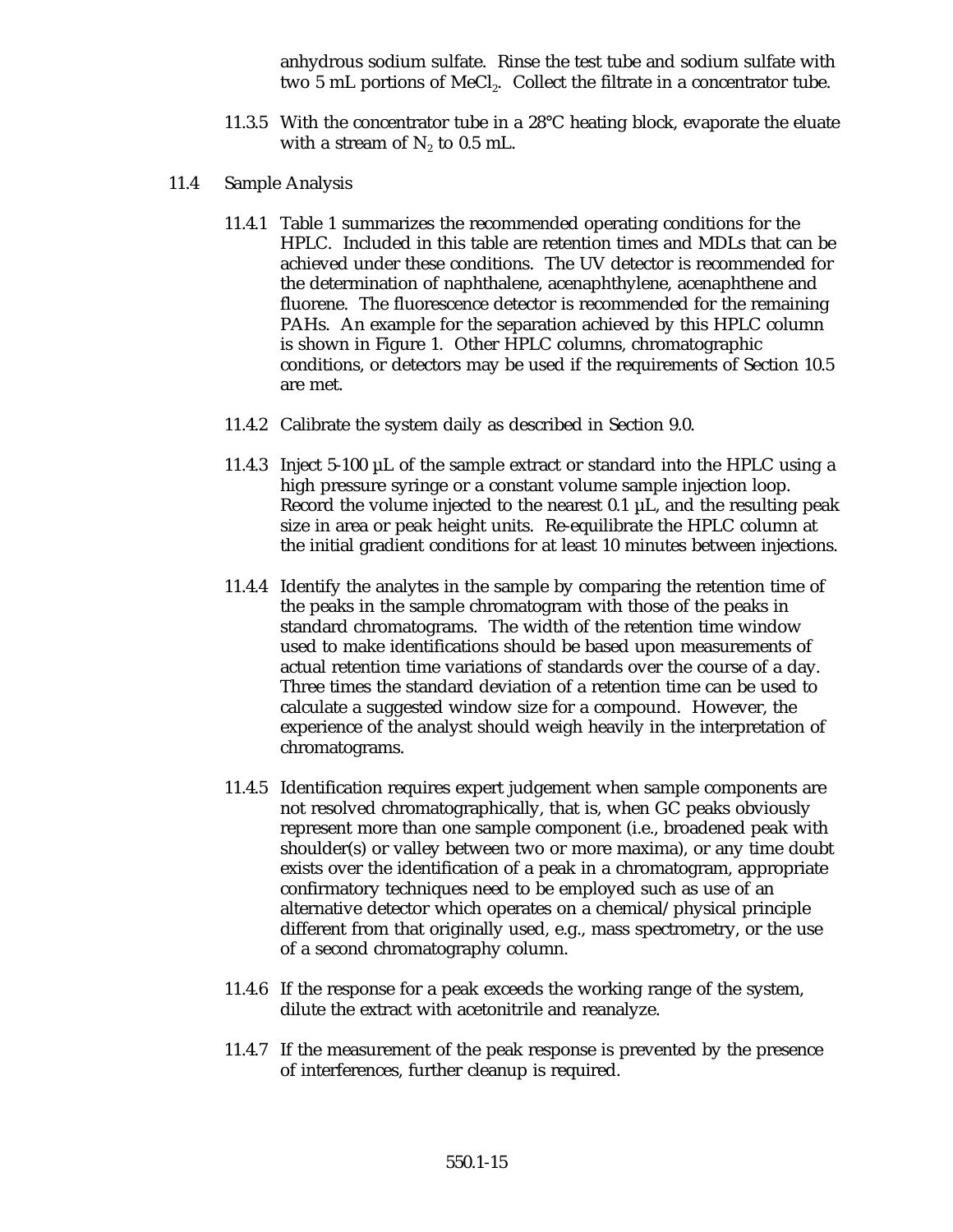anhydrous sodium sulfate. Rinse the test tube and sodium sulfate with two 5 mL portions of $MeCl_2$. Collect the filtrate in a concentrator tube.

11.3.5 With the concentrator tube in a 28°C heating block, evaporate the eluate with a stream of $N_2$ to 0.5 mL.

11.4 Sample Analysis

11.4.1 Table 1 summarizes the recommended operating conditions for the HPLC. Included in this table are retention times and MDLs that can be achieved under these conditions. The UV detector is recommended for the determination of naphthalene, acenaphthylene, acenaphthene and fluorene. The fluorescence detector is recommended for the remaining PAHs. An example for the separation achieved by this HPLC column is shown in Figure 1. Other HPLC columns, chromatographic conditions, or detectors may be used if the requirements of Section 10.5 are met.

11.4.2 Calibrate the system daily as described in Section 9.0.

11.4.3 Inject 5-100 µL of the sample extract or standard into the HPLC using a high pressure syringe or a constant volume sample injection loop. Record the volume injected to the nearest 0.1 µL, and the resulting peak size in area or peak height units. Re-equilibrate the HPLC column at the initial gradient conditions for at least 10 minutes between injections.

11.4.4 Identify the analytes in the sample by comparing the retention time of the peaks in the sample chromatogram with those of the peaks in standard chromatograms. The width of the retention time window used to make identifications should be based upon measurements of actual retention time variations of standards over the course of a day. Three times the standard deviation of a retention time can be used to calculate a suggested window size for a compound. However, the experience of the analyst should weigh heavily in the interpretation of chromatograms.

11.4.5 Identification requires expert judgement when sample components are not resolved chromatographically, that is, when GC peaks obviously represent more than one sample component (i.e., broadened peak with shoulder(s) or valley between two or more maxima), or any time doubt exists over the identification of a peak in a chromatogram, appropriate confirmatory techniques need to be employed such as use of an alternative detector which operates on a chemical/physical principle different from that originally used, e.g., mass spectrometry, or the use of a second chromatography column.

11.4.6 If the response for a peak exceeds the working range of the system, dilute the extract with acetonitrile and reanalyze.

11.4.7 If the measurement of the peak response is prevented by the presence of interferences, further cleanup is required.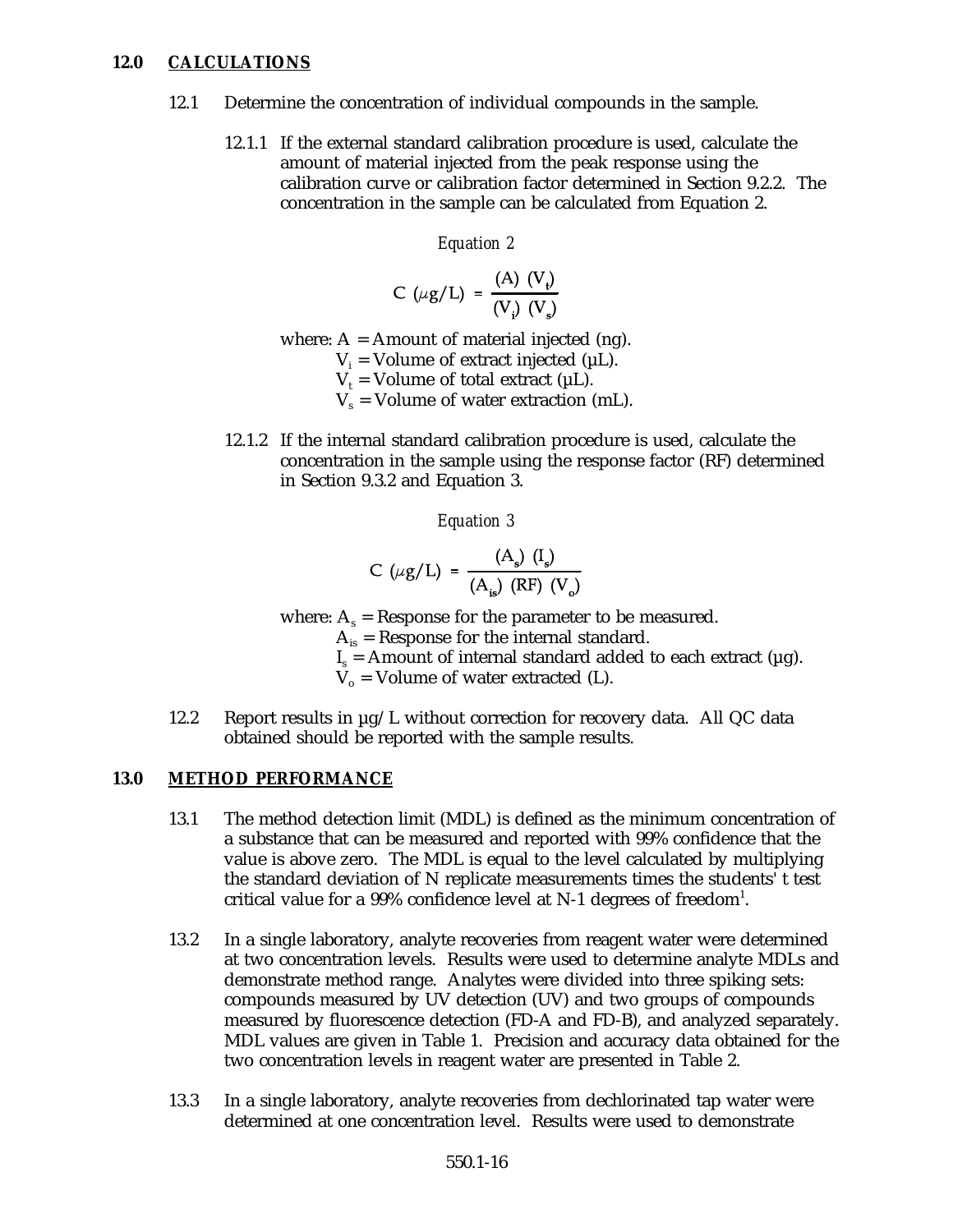## 12.0 CALCULATIONS

12.1 Determine the concentration of individual compounds in the sample.

12.1.1 If the external standard calibration procedure is used, calculate the amount of material injected from the peak response using the calibration curve or calibration factor determined in Section 9.2.2. The concentration in the sample can be calculated from Equation 2.

*Equation 2*

$$C\ (\mu g/L) = \frac{(A)\ (V_t)}{(V_i)\ (V_s)}$$

where: A = Amount of material injected (ng).
$V_i$ = Volume of extract injected (µL).
$V_t$ = Volume of total extract (µL).
$V_s$ = Volume of water extraction (mL).

12.1.2 If the internal standard calibration procedure is used, calculate the concentration in the sample using the response factor (RF) determined in Section 9.3.2 and Equation 3.

*Equation 3*

$$C\ (\mu g/L) = \frac{(A_s)\ (I_s)}{(A_{is})\ (RF)\ (V_o)}$$

where: $A_s$ = Response for the parameter to be measured.
$A_{is}$ = Response for the internal standard.
$I_s$ = Amount of internal standard added to each extract (µg).
$V_o$ = Volume of water extracted (L).

12.2 Report results in µg/L without correction for recovery data. All QC data obtained should be reported with the sample results.

## 13.0 METHOD PERFORMANCE

13.1 The method detection limit (MDL) is defined as the minimum concentration of a substance that can be measured and reported with 99% confidence that the value is above zero. The MDL is equal to the level calculated by multiplying the standard deviation of N replicate measurements times the students' t test critical value for a 99% confidence level at N-1 degrees of freedom[1].

13.2 In a single laboratory, analyte recoveries from reagent water were determined at two concentration levels. Results were used to determine analyte MDLs and demonstrate method range. Analytes were divided into three spiking sets: compounds measured by UV detection (UV) and two groups of compounds measured by fluorescence detection (FD-A and FD-B), and analyzed separately. MDL values are given in Table 1. Precision and accuracy data obtained for the two concentration levels in reagent water are presented in Table 2.

13.3 In a single laboratory, analyte recoveries from dechlorinated tap water were determined at one concentration level. Results were used to demonstrate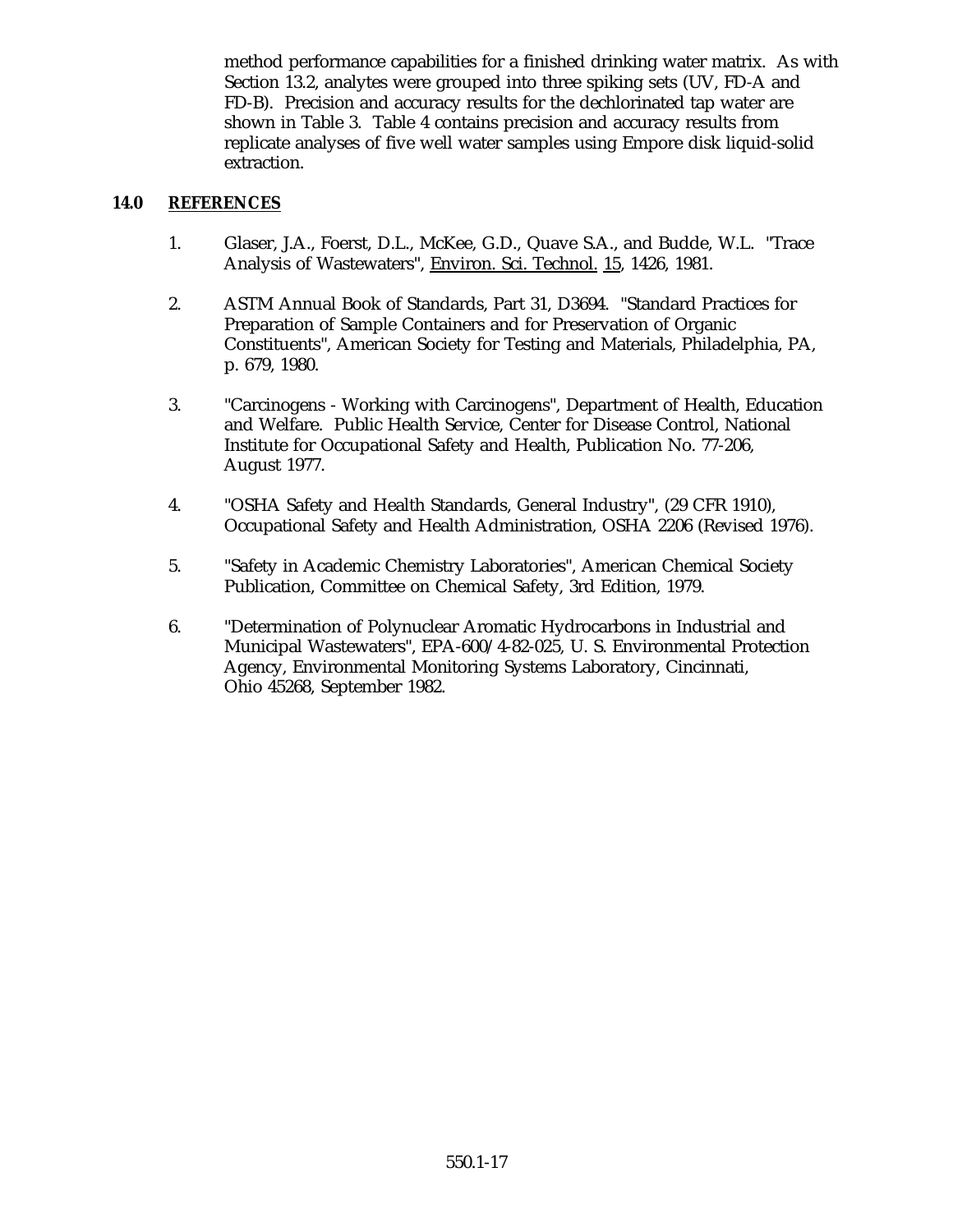method performance capabilities for a finished drinking water matrix. As with Section 13.2, analytes were grouped into three spiking sets (UV, FD-A and FD-B). Precision and accuracy results for the dechlorinated tap water are shown in Table 3. Table 4 contains precision and accuracy results from replicate analyses of five well water samples using Empore disk liquid-solid extraction.

## 14.0 REFERENCES

1. Glaser, J.A., Foerst, D.L., McKee, G.D., Quave S.A., and Budde, W.L. "Trace Analysis of Wastewaters", Environ. Sci. Technol. 15, 1426, 1981.

2. ASTM Annual Book of Standards, Part 31, D3694. "Standard Practices for Preparation of Sample Containers and for Preservation of Organic Constituents", American Society for Testing and Materials, Philadelphia, PA, p. 679, 1980.

3. "Carcinogens - Working with Carcinogens", Department of Health, Education and Welfare. Public Health Service, Center for Disease Control, National Institute for Occupational Safety and Health, Publication No. 77-206, August 1977.

4. "OSHA Safety and Health Standards, General Industry", (29 CFR 1910), Occupational Safety and Health Administration, OSHA 2206 (Revised 1976).

5. "Safety in Academic Chemistry Laboratories", American Chemical Society Publication, Committee on Chemical Safety, 3rd Edition, 1979.

6. "Determination of Polynuclear Aromatic Hydrocarbons in Industrial and Municipal Wastewaters", EPA-600/4-82-025, U. S. Environmental Protection Agency, Environmental Monitoring Systems Laboratory, Cincinnati, Ohio 45268, September 1982.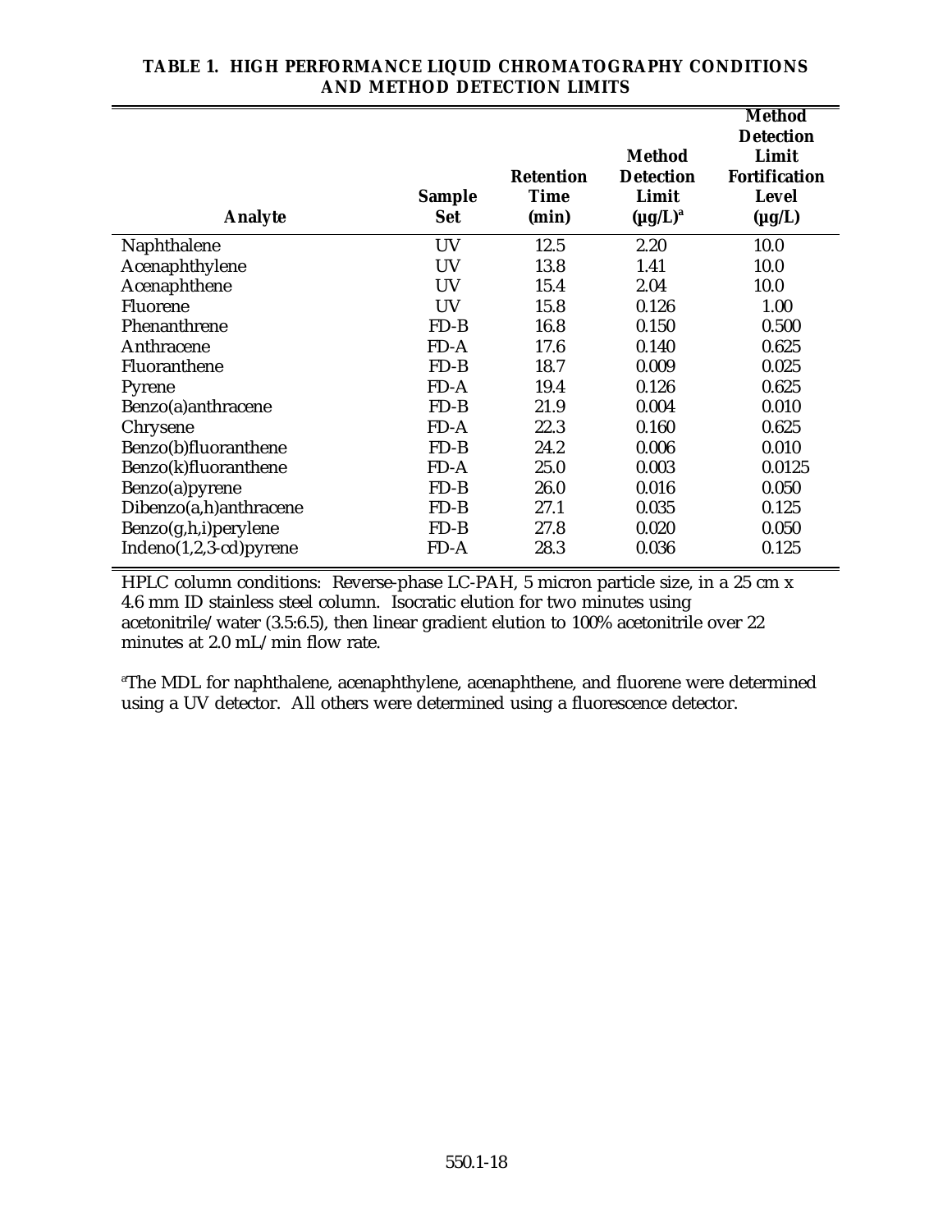**TABLE 1. HIGH PERFORMANCE LIQUID CHROMATOGRAPHY CONDITIONS AND METHOD DETECTION LIMITS**

| Analyte | Sample Set | Retention Time (min) | Method Detection Limit (µg/L)[a] | Method Detection Limit Fortification Level (µg/L) |
|---|---|---|---|---|
| Naphthalene | UV | 12.5 | 2.20 | 10.0 |
| Acenaphthylene | UV | 13.8 | 1.41 | 10.0 |
| Acenaphthene | UV | 15.4 | 2.04 | 10.0 |
| Fluorene | UV | 15.8 | 0.126 | 1.00 |
| Phenanthrene | FD-B | 16.8 | 0.150 | 0.500 |
| Anthracene | FD-A | 17.6 | 0.140 | 0.625 |
| Fluoranthene | FD-B | 18.7 | 0.009 | 0.025 |
| Pyrene | FD-A | 19.4 | 0.126 | 0.625 |
| Benzo(a)anthracene | FD-B | 21.9 | 0.004 | 0.010 |
| Chrysene | FD-A | 22.3 | 0.160 | 0.625 |
| Benzo(b)fluoranthene | FD-B | 24.2 | 0.006 | 0.010 |
| Benzo(k)fluoranthene | FD-A | 25.0 | 0.003 | 0.0125 |
| Benzo(a)pyrene | FD-B | 26.0 | 0.016 | 0.050 |
| Dibenzo(a,h)anthracene | FD-B | 27.1 | 0.035 | 0.125 |
| Benzo(g,h,i)perylene | FD-B | 27.8 | 0.020 | 0.050 |
| Indeno(1,2,3-cd)pyrene | FD-A | 28.3 | 0.036 | 0.125 |

HPLC column conditions: Reverse-phase LC-PAH, 5 micron particle size, in a 25 cm x 4.6 mm ID stainless steel column. Isocratic elution for two minutes using acetonitrile/water (3.5:6.5), then linear gradient elution to 100% acetonitrile over 22 minutes at 2.0 mL/min flow rate.

[a]The MDL for naphthalene, acenaphthylene, acenaphthene, and fluorene were determined using a UV detector. All others were determined using a fluorescence detector.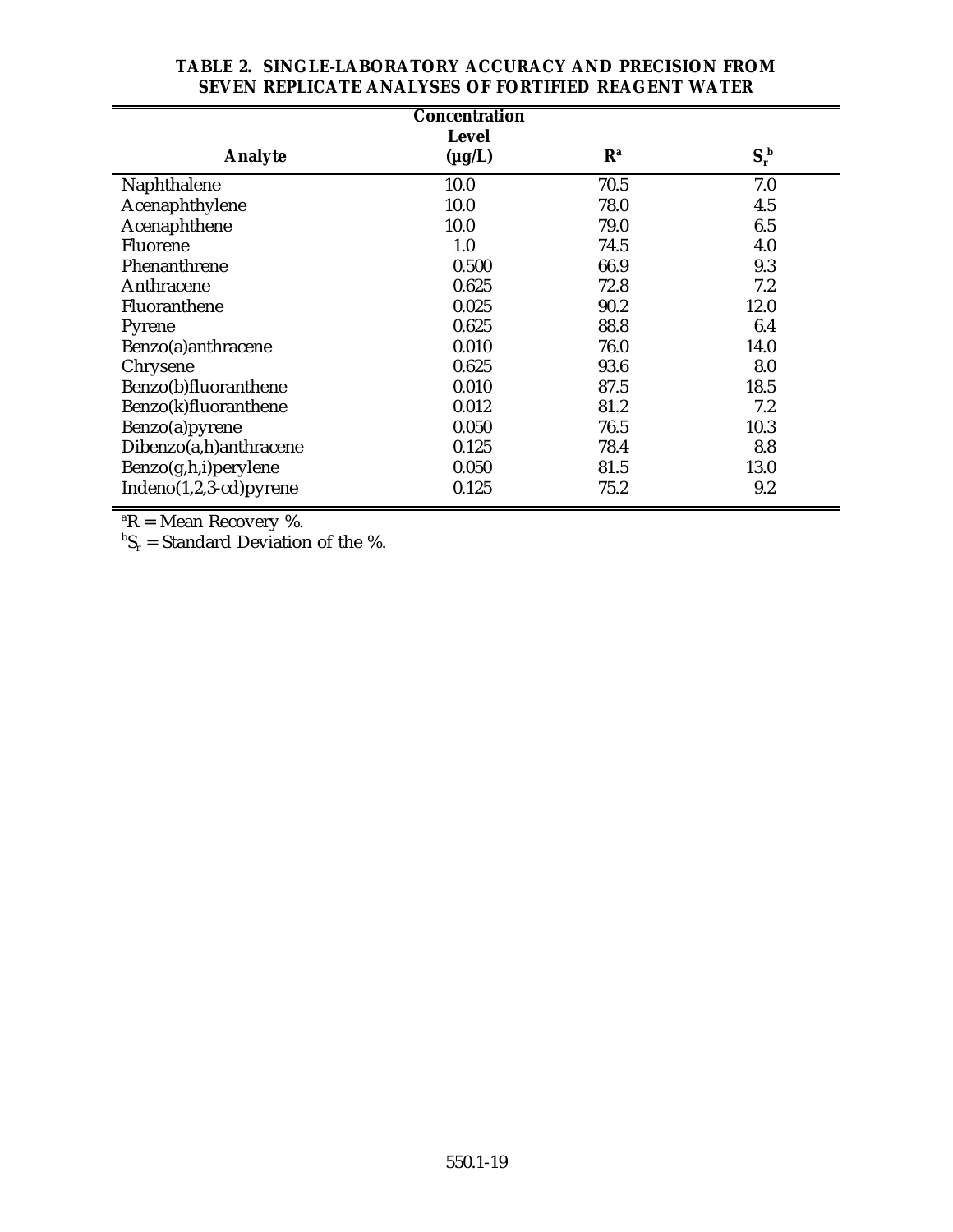**TABLE 2. SINGLE-LABORATORY ACCURACY AND PRECISION FROM SEVEN REPLICATE ANALYSES OF FORTIFIED REAGENT WATER**

| Analyte | Concentration Level (µg/L) | R[a] | $S_r$[b] |
|---|---|---|---|
| Naphthalene | 10.0 | 70.5 | 7.0 |
| Acenaphthylene | 10.0 | 78.0 | 4.5 |
| Acenaphthene | 10.0 | 79.0 | 6.5 |
| Fluorene | 1.0 | 74.5 | 4.0 |
| Phenanthrene | 0.500 | 66.9 | 9.3 |
| Anthracene | 0.625 | 72.8 | 7.2 |
| Fluoranthene | 0.025 | 90.2 | 12.0 |
| Pyrene | 0.625 | 88.8 | 6.4 |
| Benzo(a)anthracene | 0.010 | 76.0 | 14.0 |
| Chrysene | 0.625 | 93.6 | 8.0 |
| Benzo(b)fluoranthene | 0.010 | 87.5 | 18.5 |
| Benzo(k)fluoranthene | 0.012 | 81.2 | 7.2 |
| Benzo(a)pyrene | 0.050 | 76.5 | 10.3 |
| Dibenzo(a,h)anthracene | 0.125 | 78.4 | 8.8 |
| Benzo(g,h,i)perylene | 0.050 | 81.5 | 13.0 |
| Indeno(1,2,3-cd)pyrene | 0.125 | 75.2 | 9.2 |

[a]R = Mean Recovery %.
[b]$S_r$ = Standard Deviation of the %.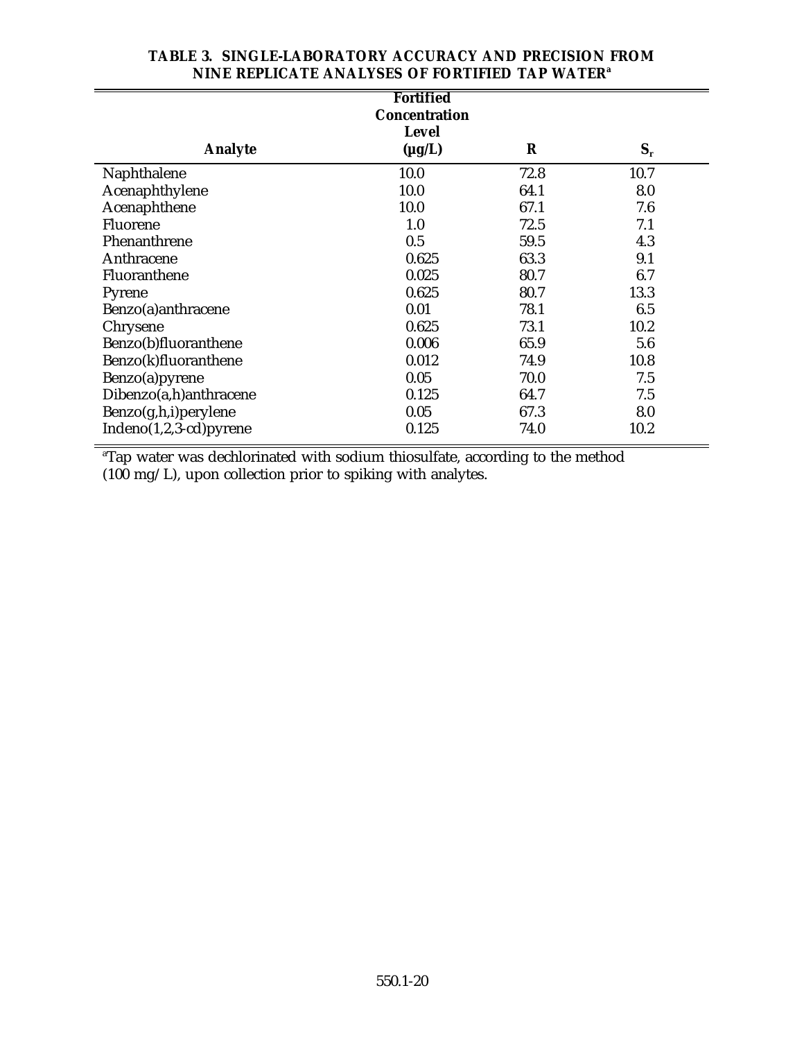**TABLE 3. SINGLE-LABORATORY ACCURACY AND PRECISION FROM NINE REPLICATE ANALYSES OF FORTIFIED TAP WATER[a]**

| Analyte | Fortified Concentration Level (µg/L) | R | $S_r$ |
|---|---|---|---|
| Naphthalene | 10.0 | 72.8 | 10.7 |
| Acenaphthylene | 10.0 | 64.1 | 8.0 |
| Acenaphthene | 10.0 | 67.1 | 7.6 |
| Fluorene | 1.0 | 72.5 | 7.1 |
| Phenanthrene | 0.5 | 59.5 | 4.3 |
| Anthracene | 0.625 | 63.3 | 9.1 |
| Fluoranthene | 0.025 | 80.7 | 6.7 |
| Pyrene | 0.625 | 80.7 | 13.3 |
| Benzo(a)anthracene | 0.01 | 78.1 | 6.5 |
| Chrysene | 0.625 | 73.1 | 10.2 |
| Benzo(b)fluoranthene | 0.006 | 65.9 | 5.6 |
| Benzo(k)fluoranthene | 0.012 | 74.9 | 10.8 |
| Benzo(a)pyrene | 0.05 | 70.0 | 7.5 |
| Dibenzo(a,h)anthracene | 0.125 | 64.7 | 7.5 |
| Benzo(g,h,i)perylene | 0.05 | 67.3 | 8.0 |
| Indeno(1,2,3-cd)pyrene | 0.125 | 74.0 | 10.2 |

[a]Tap water was dechlorinated with sodium thiosulfate, according to the method (100 mg/L), upon collection prior to spiking with analytes.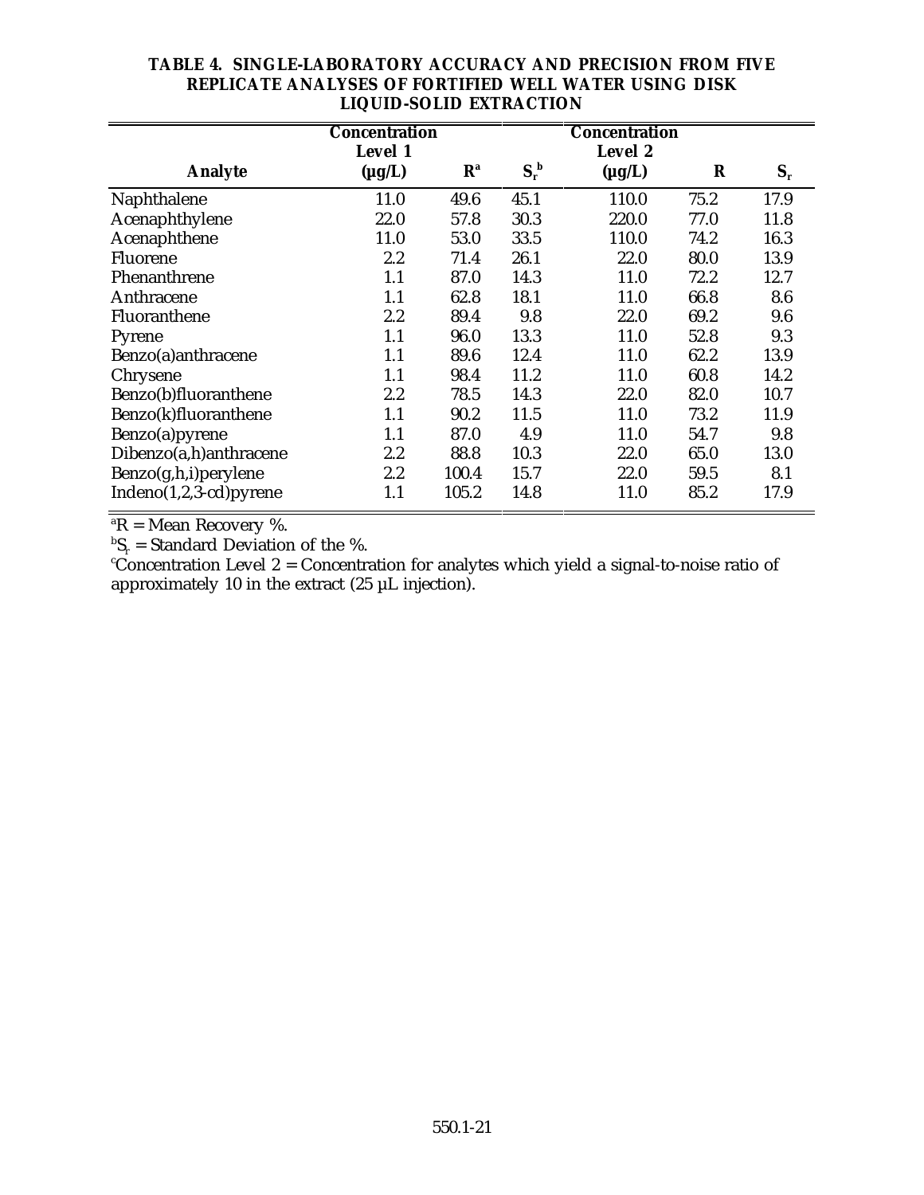**TABLE 4. SINGLE-LABORATORY ACCURACY AND PRECISION FROM FIVE REPLICATE ANALYSES OF FORTIFIED WELL WATER USING DISK LIQUID-SOLID EXTRACTION**

| Analyte | Concentration Level 1 (µg/L) | R[a] | $S_r$[b] | Concentration Level 2 (µg/L) | R | $S_r$ |
|---|---|---|---|---|---|---|
| Naphthalene | 11.0 | 49.6 | 45.1 | 110.0 | 75.2 | 17.9 |
| Acenaphthylene | 22.0 | 57.8 | 30.3 | 220.0 | 77.0 | 11.8 |
| Acenaphthene | 11.0 | 53.0 | 33.5 | 110.0 | 74.2 | 16.3 |
| Fluorene | 2.2 | 71.4 | 26.1 | 22.0 | 80.0 | 13.9 |
| Phenanthrene | 1.1 | 87.0 | 14.3 | 11.0 | 72.2 | 12.7 |
| Anthracene | 1.1 | 62.8 | 18.1 | 11.0 | 66.8 | 8.6 |
| Fluoranthene | 2.2 | 89.4 | 9.8 | 22.0 | 69.2 | 9.6 |
| Pyrene | 1.1 | 96.0 | 13.3 | 11.0 | 52.8 | 9.3 |
| Benzo(a)anthracene | 1.1 | 89.6 | 12.4 | 11.0 | 62.2 | 13.9 |
| Chrysene | 1.1 | 98.4 | 11.2 | 11.0 | 60.8 | 14.2 |
| Benzo(b)fluoranthene | 2.2 | 78.5 | 14.3 | 22.0 | 82.0 | 10.7 |
| Benzo(k)fluoranthene | 1.1 | 90.2 | 11.5 | 11.0 | 73.2 | 11.9 |
| Benzo(a)pyrene | 1.1 | 87.0 | 4.9 | 11.0 | 54.7 | 9.8 |
| Dibenzo(a,h)anthracene | 2.2 | 88.8 | 10.3 | 22.0 | 65.0 | 13.0 |
| Benzo(g,h,i)perylene | 2.2 | 100.4 | 15.7 | 22.0 | 59.5 | 8.1 |
| Indeno(1,2,3-cd)pyrene | 1.1 | 105.2 | 14.8 | 11.0 | 85.2 | 17.9 |

[a]R = Mean Recovery %.
[b]$S_r$ = Standard Deviation of the %.
[c]Concentration Level 2 = Concentration for analytes which yield a signal-to-noise ratio of approximately 10 in the extract (25 µL injection).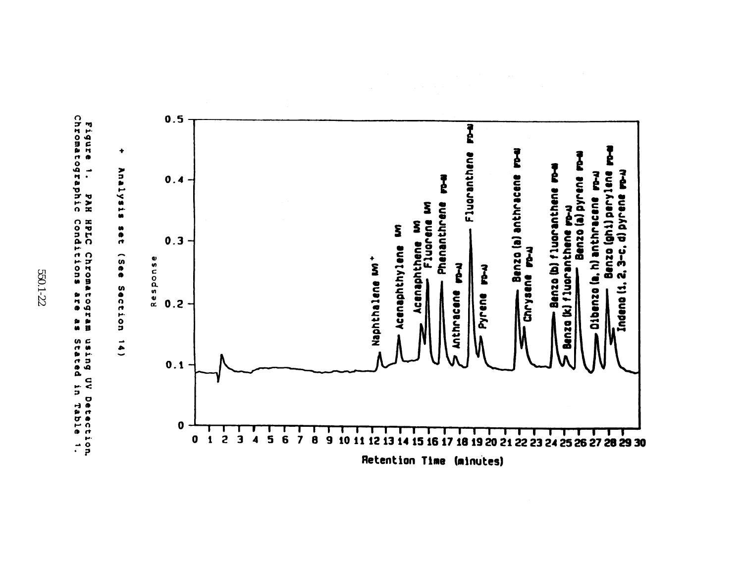0.5

0.4

0.3

0.2

0.1

0

Response

0 1 2 3 4 5 6 7 8 9 10 11 12 13 14 15 16 17 18 19 20 21 22 23 24 25 26 27 28 29 30

Retention Time (minutes)

Naphthalene (UV)+

Acenaphthylene (UV)

Acenaphthene (UV)

Fluorene (UV)

Phenanthrene (FD-N)

Anthracene (FD-N)

Fluoranthene (FD-N)

Pyrene (FD-N)

Benzo (a) anthracene (FD-N)

Chrysene (FD-N)

Benzo (b) fluoranthene (FD-N)

Benzo (k) fluoranthene (FD-N)

Benzo (a) pyrene (FD-N)

Dibenzo (a, h) anthracene (FD-N)

Benzo (ghi) perylene (FD-N)

Indeno (1, 2, 3-c, d) pyrene (FD-N)

\+ Analysis set (See Section 14)

Figure 1. PAH HPLC Chromatogram using UV Detection. Chromatographic Conditions are as Stated in Table 1.